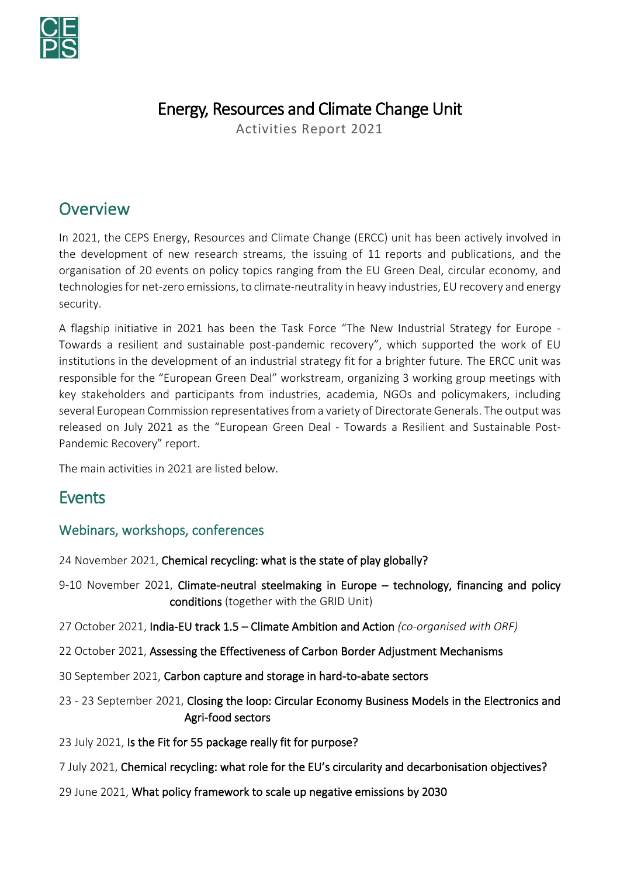# Energy, Resources and Climate Change Unit

Activities Report 2021

## Overview

In 2021, the CEPS Energy, Resources and Climate Change (ERCC) unit has been actively involved in the development of new research streams, the issuing of 11 reports and publications, and the organisation of 20 events on policy topics ranging from the EU Green Deal, circular economy, and technologies for net-zero emissions, to climate-neutrality in heavy industries, EU recovery and energy security.

A flagship initiative in 2021 has been the Task Force "The New Industrial Strategy for Europe - Towards a resilient and sustainable post-pandemic recovery", which supported the work of EU institutions in the development of an industrial strategy fit for a brighter future. The ERCC unit was responsible for the "European Green Deal" workstream, organizing 3 working group meetings with key stakeholders and participants from industries, academia, NGOs and policymakers, including several European Commission representatives from a variety of Directorate Generals. The output was released on July 2021 as the "European Green Deal - Towards a Resilient and Sustainable Post-Pandemic Recovery" report.

The main activities in 2021 are listed below.

## Events

### Webinars, workshops, conferences

24 November 2021, **Chemical recycling: what is the state of play globally?**

9-10 November 2021, **Climate-neutral steelmaking in Europe – technology, financing and policy conditions** (together with the GRID Unit)

27 October 2021, **India-EU track 1.5 – Climate Ambition and Action** *(co-organised with ORF)*

22 October 2021, **Assessing the Effectiveness of Carbon Border Adjustment Mechanisms**

30 September 2021, **Carbon capture and storage in hard-to-abate sectors**

23 - 23 September 2021, **Closing the loop: Circular Economy Business Models in the Electronics and Agri-food sectors**

23 July 2021, **Is the Fit for 55 package really fit for purpose?**

7 July 2021, **Chemical recycling: what role for the EU's circularity and decarbonisation objectives?**

29 June 2021, **What policy framework to scale up negative emissions by 2030**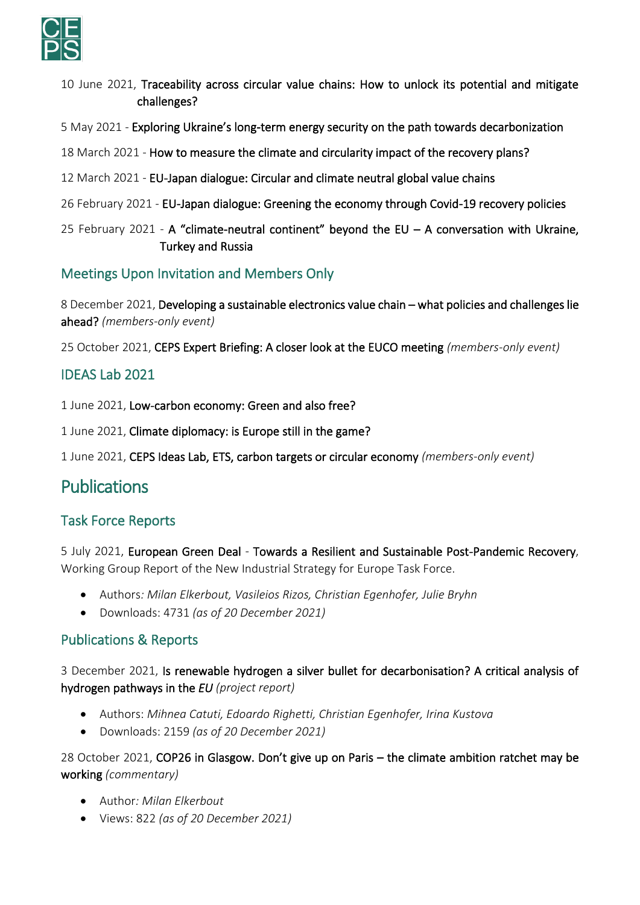10 June 2021, Traceability across circular value chains: How to unlock its potential and mitigate challenges?

5 May 2021 - Exploring Ukraine's long-term energy security on the path towards decarbonization

18 March 2021 - How to measure the climate and circularity impact of the recovery plans?

12 March 2021 - EU-Japan dialogue: Circular and climate neutral global value chains

26 February 2021 - EU-Japan dialogue: Greening the economy through Covid-19 recovery policies

25 February 2021 - A "climate-neutral continent" beyond the EU – A conversation with Ukraine, Turkey and Russia

### Meetings Upon Invitation and Members Only

8 December 2021, Developing a sustainable electronics value chain – what policies and challenges lie ahead? *(members-only event)*

25 October 2021, CEPS Expert Briefing: A closer look at the EUCO meeting *(members-only event)*

### IDEAS Lab 2021

1 June 2021, Low-carbon economy: Green and also free?

1 June 2021, Climate diplomacy: is Europe still in the game?

1 June 2021, CEPS Ideas Lab, ETS, carbon targets or circular economy *(members-only event)*

## Publications

### Task Force Reports

5 July 2021, European Green Deal - Towards a Resilient and Sustainable Post-Pandemic Recovery, Working Group Report of the New Industrial Strategy for Europe Task Force.

- Authors*: Milan Elkerbout, Vasileios Rizos, Christian Egenhofer, Julie Bryhn*
- Downloads: 4731 *(as of 20 December 2021)*

### Publications & Reports

3 December 2021, Is renewable hydrogen a silver bullet for decarbonisation? A critical analysis of hydrogen pathways in the *EU (project report)*

- Authors: *Mihnea Catuti, Edoardo Righetti, Christian Egenhofer, Irina Kustova*
- Downloads: 2159 *(as of 20 December 2021)*

28 October 2021, COP26 in Glasgow. Don't give up on Paris – the climate ambition ratchet may be working *(commentary)*

- Author*: Milan Elkerbout*
- Views: 822 *(as of 20 December 2021)*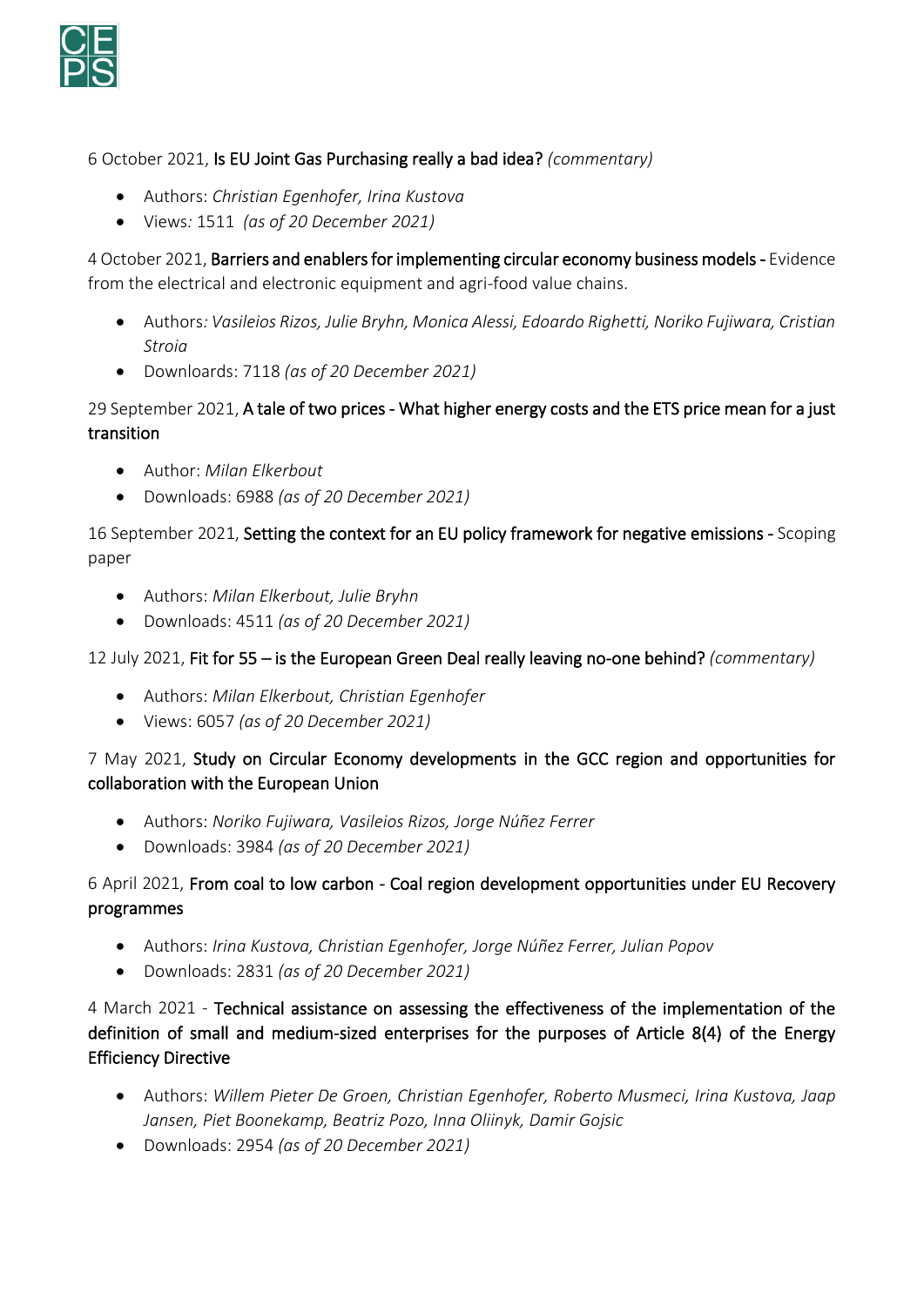6 October 2021, Is EU Joint Gas Purchasing really a bad idea? *(commentary)*

- Authors: *Christian Egenhofer, Irina Kustova*
- Views*:* 1511 *(as of 20 December 2021)*

4 October 2021, Barriers and enablers for implementing circular economy business models - Evidence from the electrical and electronic equipment and agri-food value chains.

- Authors*: Vasileios Rizos, Julie Bryhn, Monica Alessi, Edoardo Righetti, Noriko Fujiwara, Cristian Stroia*
- Downloads: 7118 *(as of 20 December 2021)*

29 September 2021, A tale of two prices - What higher energy costs and the ETS price mean for a just transition

- Author: *Milan Elkerbout*
- Downloads: 6988 *(as of 20 December 2021)*

16 September 2021, Setting the context for an EU policy framework for negative emissions - Scoping paper

- Authors: *Milan Elkerbout, Julie Bryhn*
- Downloads: 4511 *(as of 20 December 2021)*

12 July 2021, Fit for 55 – is the European Green Deal really leaving no-one behind? *(commentary)*

- Authors: *Milan Elkerbout, Christian Egenhofer*
- Views: 6057 *(as of 20 December 2021)*

7 May 2021, Study on Circular Economy developments in the GCC region and opportunities for collaboration with the European Union

- Authors: *Noriko Fujiwara, Vasileios Rizos, Jorge Núñez Ferrer*
- Downloads: 3984 *(as of 20 December 2021)*

6 April 2021, From coal to low carbon - Coal region development opportunities under EU Recovery programmes

- Authors: *Irina Kustova, Christian Egenhofer, Jorge Núñez Ferrer, Julian Popov*
- Downloads: 2831 *(as of 20 December 2021)*

4 March 2021 - Technical assistance on assessing the effectiveness of the implementation of the definition of small and medium-sized enterprises for the purposes of Article 8(4) of the Energy Efficiency Directive

- Authors: *Willem Pieter De Groen, Christian Egenhofer, Roberto Musmeci, Irina Kustova, Jaap Jansen, Piet Boonekamp, Beatriz Pozo, Inna Oliinyk, Damir Gojsic*
- Downloads: 2954 *(as of 20 December 2021)*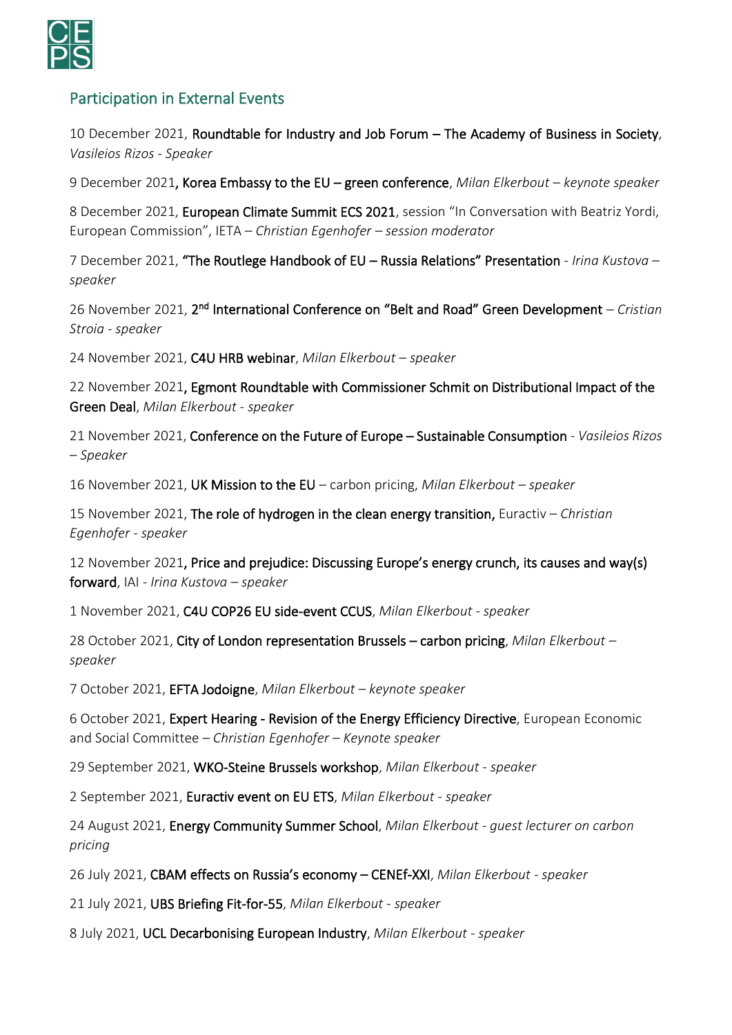## Participation in External Events

10 December 2021, Roundtable for Industry and Job Forum – The Academy of Business in Society, *Vasileios Rizos - Speaker*

9 December 2021, Korea Embassy to the EU – green conference, *Milan Elkerbout – keynote speaker*

8 December 2021, European Climate Summit ECS 2021, session "In Conversation with Beatriz Yordi, European Commission", IETA – *Christian Egenhofer – session moderator*

7 December 2021, "The Routlege Handbook of EU – Russia Relations" Presentation - *Irina Kustova – speaker*

26 November 2021, 2nd International Conference on "Belt and Road" Green Development – *Cristian Stroia - speaker*

24 November 2021, C4U HRB webinar, *Milan Elkerbout – speaker*

22 November 2021, Egmont Roundtable with Commissioner Schmit on Distributional Impact of the Green Deal, *Milan Elkerbout - speaker*

21 November 2021, Conference on the Future of Europe – Sustainable Consumption - *Vasileios Rizos – Speaker*

16 November 2021, UK Mission to the EU – carbon pricing, *Milan Elkerbout – speaker*

15 November 2021, The role of hydrogen in the clean energy transition, Euractiv – *Christian Egenhofer - speaker*

12 November 2021, Price and prejudice: Discussing Europe's energy crunch, its causes and way(s) forward, IAI - *Irina Kustova – speaker*

1 November 2021, C4U COP26 EU side-event CCUS, *Milan Elkerbout - speaker*

28 October 2021, City of London representation Brussels – carbon pricing, *Milan Elkerbout – speaker*

7 October 2021, EFTA Jodoigne, *Milan Elkerbout – keynote speaker*

6 October 2021, Expert Hearing - Revision of the Energy Efficiency Directive, European Economic and Social Committee – *Christian Egenhofer – Keynote speaker*

29 September 2021, WKO-Steine Brussels workshop, *Milan Elkerbout - speaker*

2 September 2021, Euractiv event on EU ETS, *Milan Elkerbout - speaker*

24 August 2021, Energy Community Summer School, *Milan Elkerbout - guest lecturer on carbon pricing*

26 July 2021, CBAM effects on Russia's economy – CENEf-XXI, *Milan Elkerbout - speaker*

21 July 2021, UBS Briefing Fit-for-55, *Milan Elkerbout - speaker*

8 July 2021, UCL Decarbonising European Industry, *Milan Elkerbout - speaker*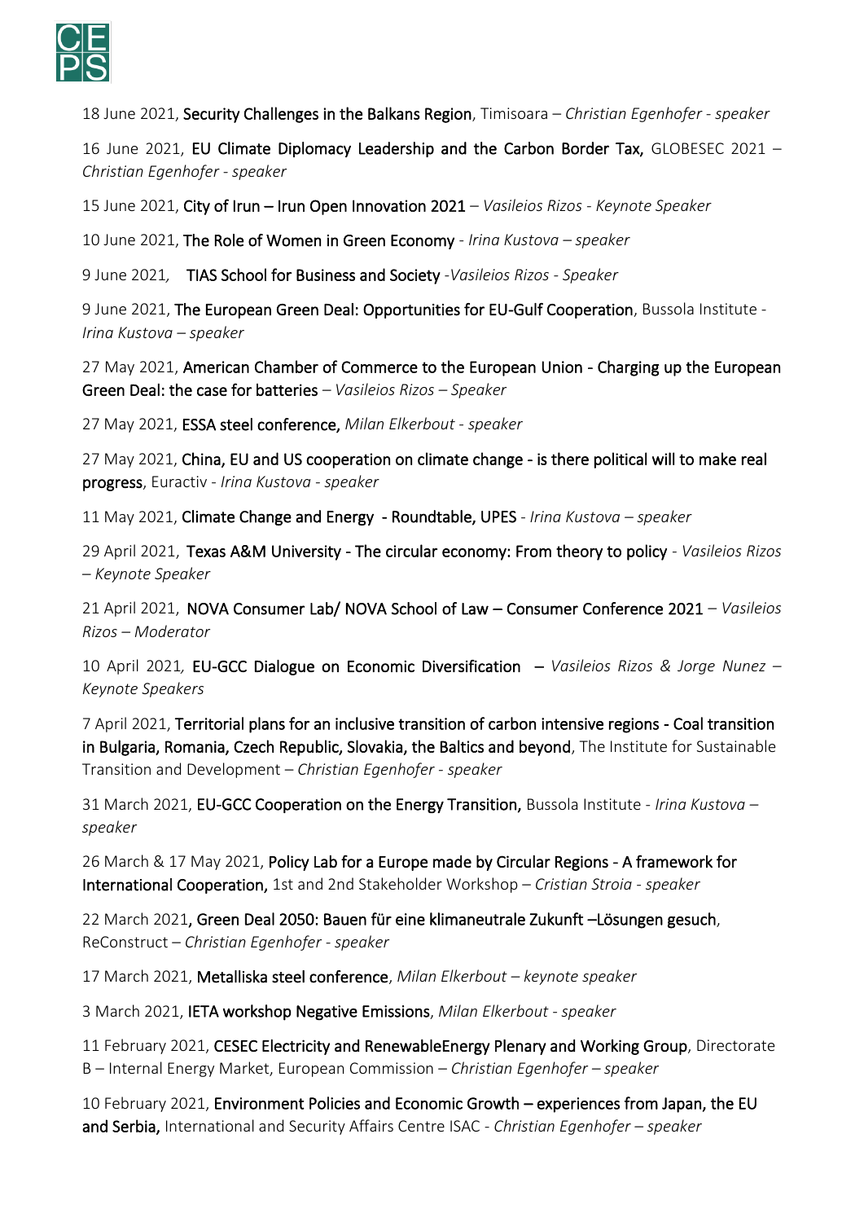18 June 2021, **Security Challenges in the Balkans Region**, Timisoara – *Christian Egenhofer - speaker*

16 June 2021, **EU Climate Diplomacy Leadership and the Carbon Border Tax,** GLOBESEC 2021 – *Christian Egenhofer - speaker*

15 June 2021, **City of Irun – Irun Open Innovation 2021** – *Vasileios Rizos - Keynote Speaker*

10 June 2021, **The Role of Women in Green Economy** - *Irina Kustova – speaker*

9 June 2021, **TIAS School for Business and Society** -*Vasileios Rizos - Speaker*

9 June 2021, **The European Green Deal: Opportunities for EU-Gulf Cooperation**, Bussola Institute - *Irina Kustova – speaker*

27 May 2021, **American Chamber of Commerce to the European Union - Charging up the European Green Deal: the case for batteries** – *Vasileios Rizos – Speaker*

27 May 2021, **ESSA steel conference,** *Milan Elkerbout - speaker*

27 May 2021, **China, EU and US cooperation on climate change - is there political will to make real progress**, Euractiv - *Irina Kustova - speaker*

11 May 2021, **Climate Change and Energy - Roundtable, UPES** - *Irina Kustova – speaker*

29 April 2021, **Texas A&M University - The circular economy: From theory to policy** - *Vasileios Rizos – Keynote Speaker*

21 April 2021, **NOVA Consumer Lab/ NOVA School of Law – Consumer Conference 2021** – *Vasileios Rizos – Moderator*

10 April 2021, **EU-GCC Dialogue on Economic Diversification** – *Vasileios Rizos & Jorge Nunez – Keynote Speakers*

7 April 2021, **Territorial plans for an inclusive transition of carbon intensive regions - Coal transition in Bulgaria, Romania, Czech Republic, Slovakia, the Baltics and beyond**, The Institute for Sustainable Transition and Development – *Christian Egenhofer - speaker*

31 March 2021, **EU-GCC Cooperation on the Energy Transition,** Bussola Institute - *Irina Kustova – speaker*

26 March & 17 May 2021, **Policy Lab for a Europe made by Circular Regions - A framework for International Cooperation,** 1st and 2nd Stakeholder Workshop – *Cristian Stroia - speaker*

22 March 2021**, Green Deal 2050: Bauen für eine klimaneutrale Zukunft –Lösungen gesucht**, ReConstruct – *Christian Egenhofer - speaker*

17 March 2021, **Metalliska steel conference**, *Milan Elkerbout – keynote speaker*

3 March 2021, **IETA workshop Negative Emissions**, *Milan Elkerbout - speaker*

11 February 2021, **CESEC Electricity and RenewableEnergy Plenary and Working Group**, Directorate B – Internal Energy Market, European Commission – *Christian Egenhofer – speaker*

10 February 2021, **Environment Policies and Economic Growth – experiences from Japan, the EU and Serbia,** International and Security Affairs Centre ISAC - *Christian Egenhofer – speaker*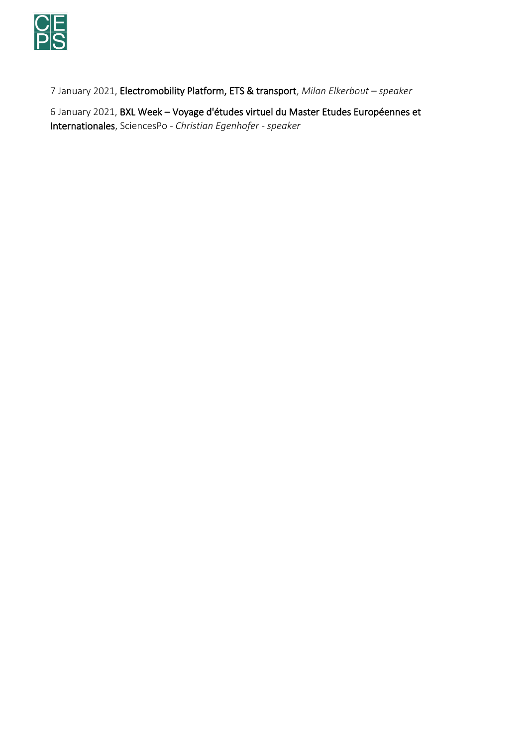7 January 2021, **Electromobility Platform, ETS & transport**, *Milan Elkerbout – speaker*

6 January 2021, **BXL Week – Voyage d'études virtuel du Master Etudes Européennes et Internationales**, SciencesPo - *Christian Egenhofer - speaker*